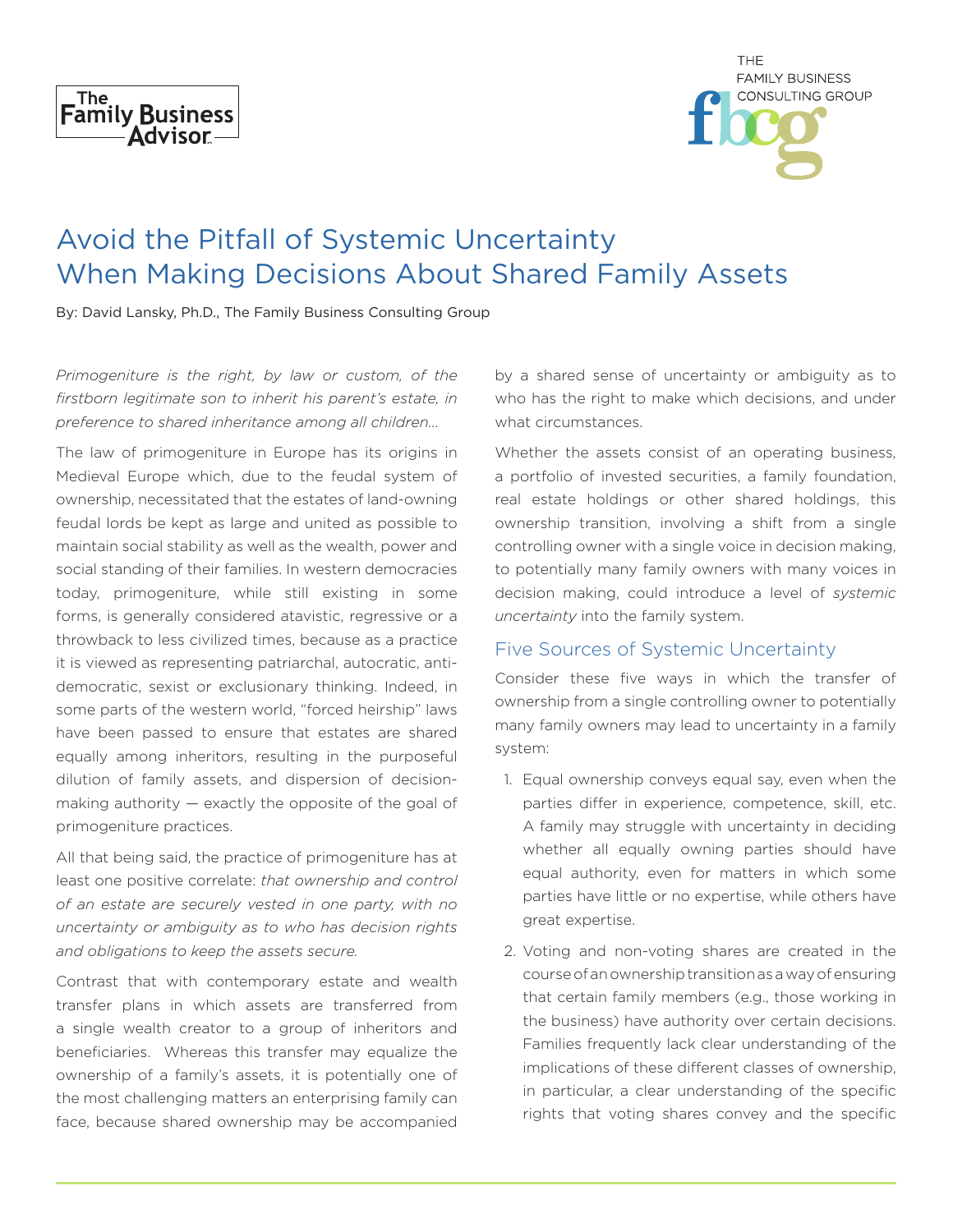# Avoid the Pitfall of Systemic Uncertainty When Making Decisions About Shared Family Assets

By: David Lansky, Ph.D., The Family Business Consulting Group

*Primogeniture is the right, by law or custom, of the firstborn legitimate son to inherit his parent's estate, in preference to shared inheritance among all children…*

The law of primogeniture in Europe has its origins in Medieval Europe which, due to the feudal system of ownership, necessitated that the estates of land-owning feudal lords be kept as large and united as possible to maintain social stability as well as the wealth, power and social standing of their families. In western democracies today, primogeniture, while still existing in some forms, is generally considered atavistic, regressive or a throwback to less civilized times, because as a practice it is viewed as representing patriarchal, autocratic, anti-democratic, sexist or exclusionary thinking. Indeed, in some parts of the western world, "forced heirship" laws have been passed to ensure that estates are shared equally among inheritors, resulting in the purposeful dilution of family assets, and dispersion of decision-making authority — exactly the opposite of the goal of primogeniture practices.

All that being said, the practice of primogeniture has at least one positive correlate: *that ownership and control of an estate are securely vested in one party, with no uncertainty or ambiguity as to who has decision rights and obligations to keep the assets secure.*

Contrast that with contemporary estate and wealth transfer plans in which assets are transferred from a single wealth creator to a group of inheritors and beneficiaries. Whereas this transfer may equalize the ownership of a family's assets, it is potentially one of the most challenging matters an enterprising family can face, because shared ownership may be accompanied by a shared sense of uncertainty or ambiguity as to who has the right to make which decisions, and under what circumstances.

Whether the assets consist of an operating business, a portfolio of invested securities, a family foundation, real estate holdings or other shared holdings, this ownership transition, involving a shift from a single controlling owner with a single voice in decision making, to potentially many family owners with many voices in decision making, could introduce a level of *systemic uncertainty* into the family system.

## Five Sources of Systemic Uncertainty

Consider these five ways in which the transfer of ownership from a single controlling owner to potentially many family owners may lead to uncertainty in a family system:

1. Equal ownership conveys equal say, even when the parties differ in experience, competence, skill, etc. A family may struggle with uncertainty in deciding whether all equally owning parties should have equal authority, even for matters in which some parties have little or no expertise, while others have great expertise.
2. Voting and non-voting shares are created in the course of an ownership transition as a way of ensuring that certain family members (e.g., those working in the business) have authority over certain decisions. Families frequently lack clear understanding of the implications of these different classes of ownership, in particular, a clear understanding of the specific rights that voting shares convey and the specific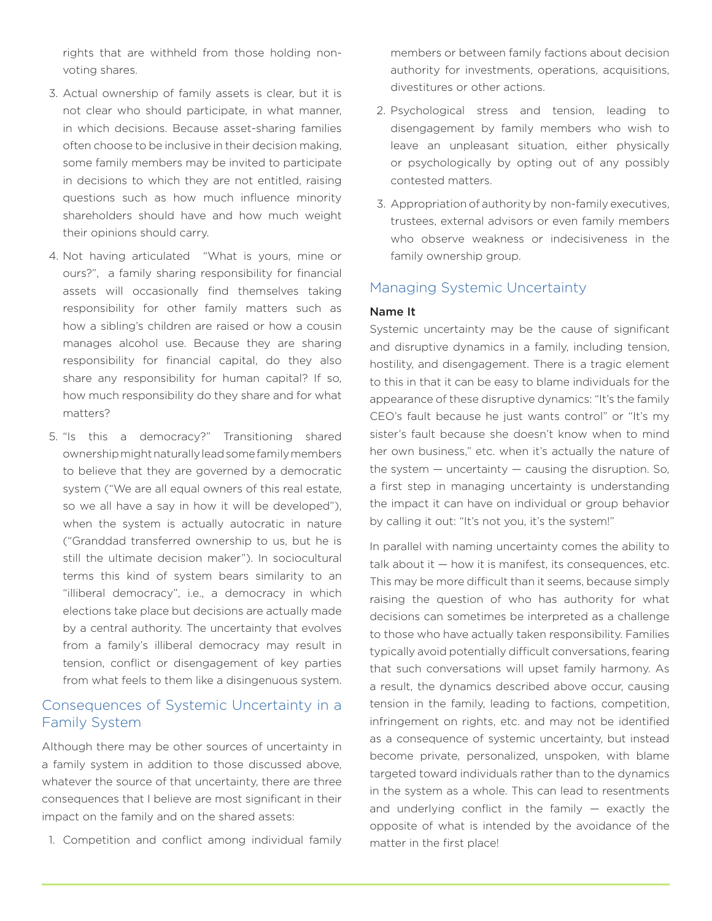rights that are withheld from those holding non-voting shares.

3. Actual ownership of family assets is clear, but it is not clear who should participate, in what manner, in which decisions. Because asset-sharing families often choose to be inclusive in their decision making, some family members may be invited to participate in decisions to which they are not entitled, raising questions such as how much influence minority shareholders should have and how much weight their opinions should carry.

4. Not having articulated "What is yours, mine or ours?", a family sharing responsibility for financial assets will occasionally find themselves taking responsibility for other family matters such as how a sibling's children are raised or how a cousin manages alcohol use. Because they are sharing responsibility for financial capital, do they also share any responsibility for human capital? If so, how much responsibility do they share and for what matters?

5. "Is this a democracy?" Transitioning shared ownership might naturally lead some family members to believe that they are governed by a democratic system ("We are all equal owners of this real estate, so we all have a say in how it will be developed"), when the system is actually autocratic in nature ("Granddad transferred ownership to us, but he is still the ultimate decision maker"). In sociocultural terms this kind of system bears similarity to an "illiberal democracy", i.e., a democracy in which elections take place but decisions are actually made by a central authority. The uncertainty that evolves from a family's illiberal democracy may result in tension, conflict or disengagement of key parties from what feels to them like a disingenuous system.

## Consequences of Systemic Uncertainty in a Family System

Although there may be other sources of uncertainty in a family system in addition to those discussed above, whatever the source of that uncertainty, there are three consequences that I believe are most significant in their impact on the family and on the shared assets:

1. Competition and conflict among individual family members or between family factions about decision authority for investments, operations, acquisitions, divestitures or other actions.

2. Psychological stress and tension, leading to disengagement by family members who wish to leave an unpleasant situation, either physically or psychologically by opting out of any possibly contested matters.

3. Appropriation of authority by non-family executives, trustees, external advisors or even family members who observe weakness or indecisiveness in the family ownership group.

## Managing Systemic Uncertainty

### Name It

Systemic uncertainty may be the cause of significant and disruptive dynamics in a family, including tension, hostility, and disengagement. There is a tragic element to this in that it can be easy to blame individuals for the appearance of these disruptive dynamics: "It's the family CEO's fault because he just wants control" or "It's my sister's fault because she doesn't know when to mind her own business," etc. when it's actually the nature of the system — uncertainty — causing the disruption. So, a first step in managing uncertainty is understanding the impact it can have on individual or group behavior by calling it out: "It's not you, it's the system!"

In parallel with naming uncertainty comes the ability to talk about it — how it is manifest, its consequences, etc. This may be more difficult than it seems, because simply raising the question of who has authority for what decisions can sometimes be interpreted as a challenge to those who have actually taken responsibility. Families typically avoid potentially difficult conversations, fearing that such conversations will upset family harmony. As a result, the dynamics described above occur, causing tension in the family, leading to factions, competition, infringement on rights, etc. and may not be identified as a consequence of systemic uncertainty, but instead become private, personalized, unspoken, with blame targeted toward individuals rather than to the dynamics in the system as a whole. This can lead to resentments and underlying conflict in the family — exactly the opposite of what is intended by the avoidance of the matter in the first place!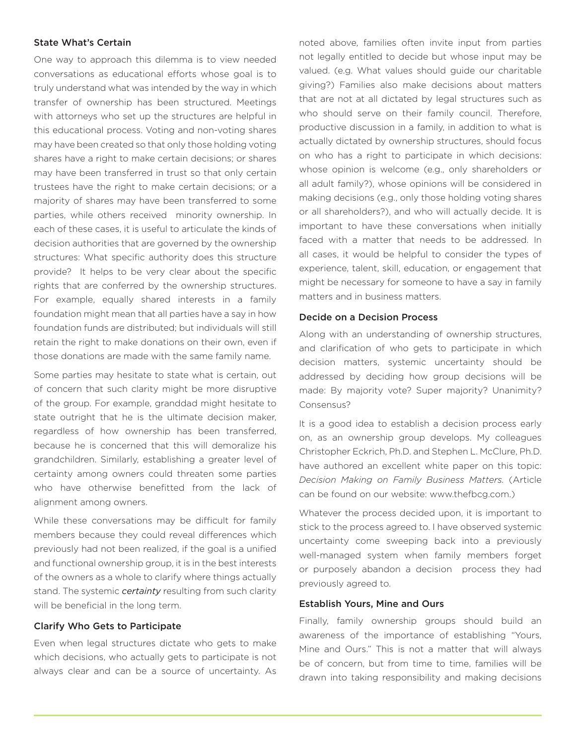### State What's Certain

One way to approach this dilemma is to view needed conversations as educational efforts whose goal is to truly understand what was intended by the way in which transfer of ownership has been structured. Meetings with attorneys who set up the structures are helpful in this educational process. Voting and non-voting shares may have been created so that only those holding voting shares have a right to make certain decisions; or shares may have been transferred in trust so that only certain trustees have the right to make certain decisions; or a majority of shares may have been transferred to some parties, while others received minority ownership. In each of these cases, it is useful to articulate the kinds of decision authorities that are governed by the ownership structures: What specific authority does this structure provide? It helps to be very clear about the specific rights that are conferred by the ownership structures. For example, equally shared interests in a family foundation might mean that all parties have a say in how foundation funds are distributed; but individuals will still retain the right to make donations on their own, even if those donations are made with the same family name.

Some parties may hesitate to state what is certain, out of concern that such clarity might be more disruptive of the group. For example, granddad might hesitate to state outright that he is the ultimate decision maker, regardless of how ownership has been transferred, because he is concerned that this will demoralize his grandchildren. Similarly, establishing a greater level of certainty among owners could threaten some parties who have otherwise benefitted from the lack of alignment among owners.

While these conversations may be difficult for family members because they could reveal differences which previously had not been realized, if the goal is a unified and functional ownership group, it is in the best interests of the owners as a whole to clarify where things actually stand. The systemic *certainty* resulting from such clarity will be beneficial in the long term.

### Clarify Who Gets to Participate

Even when legal structures dictate who gets to make which decisions, who actually gets to participate is not always clear and can be a source of uncertainty. As noted above, families often invite input from parties not legally entitled to decide but whose input may be valued. (e.g. What values should guide our charitable giving?) Families also make decisions about matters that are not at all dictated by legal structures such as who should serve on their family council. Therefore, productive discussion in a family, in addition to what is actually dictated by ownership structures, should focus on who has a right to participate in which decisions: whose opinion is welcome (e.g., only shareholders or all adult family?), whose opinions will be considered in making decisions (e.g., only those holding voting shares or all shareholders?), and who will actually decide. It is important to have these conversations when initially faced with a matter that needs to be addressed. In all cases, it would be helpful to consider the types of experience, talent, skill, education, or engagement that might be necessary for someone to have a say in family matters and in business matters.

### Decide on a Decision Process

Along with an understanding of ownership structures, and clarification of who gets to participate in which decision matters, systemic uncertainty should be addressed by deciding how group decisions will be made: By majority vote? Super majority? Unanimity? Consensus?

It is a good idea to establish a decision process early on, as an ownership group develops. My colleagues Christopher Eckrich, Ph.D. and Stephen L. McClure, Ph.D. have authored an excellent white paper on this topic: *Decision Making on Family Business Matters.* (Article can be found on our website: www.thefbcg.com.)

Whatever the process decided upon, it is important to stick to the process agreed to. I have observed systemic uncertainty come sweeping back into a previously well-managed system when family members forget or purposely abandon a decision process they had previously agreed to.

### Establish Yours, Mine and Ours

Finally, family ownership groups should build an awareness of the importance of establishing "Yours, Mine and Ours." This is not a matter that will always be of concern, but from time to time, families will be drawn into taking responsibility and making decisions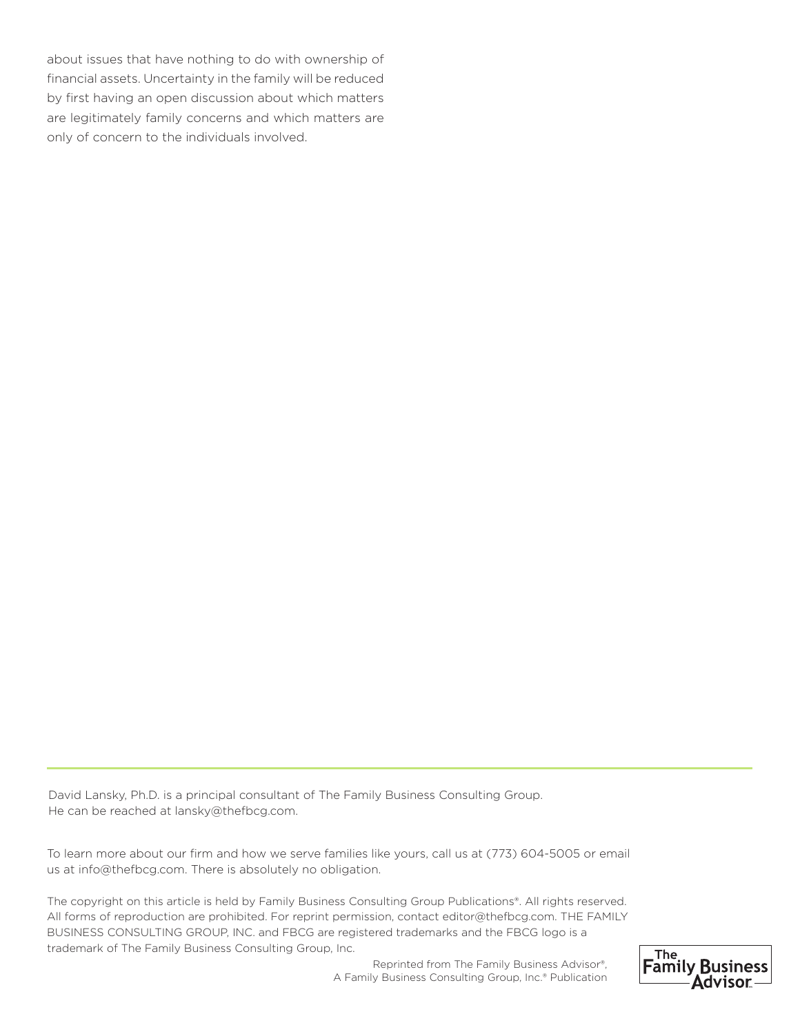about issues that have nothing to do with ownership of financial assets. Uncertainty in the family will be reduced by first having an open discussion about which matters are legitimately family concerns and which matters are only of concern to the individuals involved.

---

David Lansky, Ph.D. is a principal consultant of The Family Business Consulting Group. He can be reached at lansky@thefbcg.com.

To learn more about our firm and how we serve families like yours, call us at (773) 604-5005 or email us at info@thefbcg.com. There is absolutely no obligation.

The copyright on this article is held by Family Business Consulting Group Publications®. All rights reserved. All forms of reproduction are prohibited. For reprint permission, contact editor@thefbcg.com. THE FAMILY BUSINESS CONSULTING GROUP, INC. and FBCG are registered trademarks and the FBCG logo is a trademark of The Family Business Consulting Group, Inc.

Reprinted from The Family Business Advisor®, A Family Business Consulting Group, Inc.® Publication

The Family Business Advisor